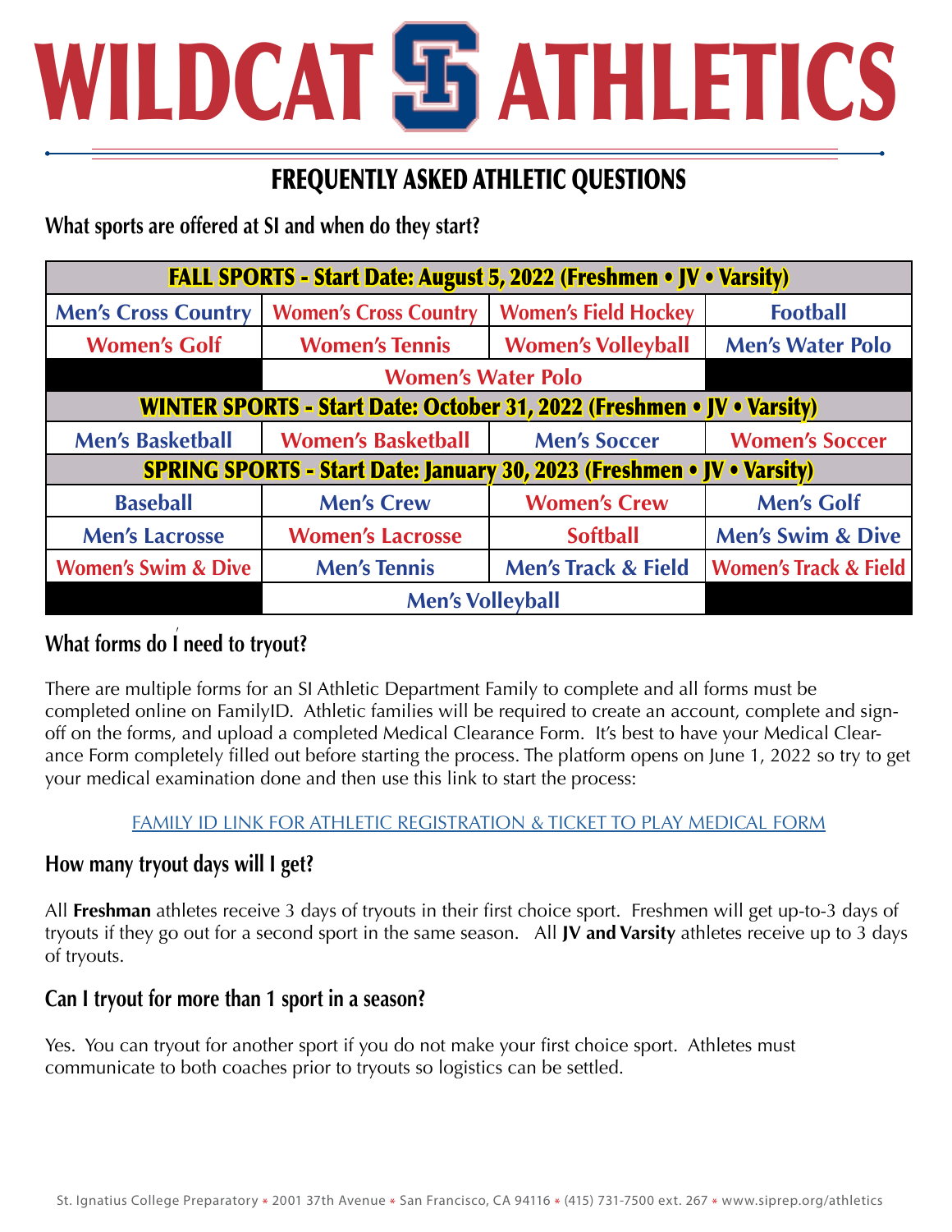# WILDCAT ATHLETICS

## FREQUENTLY ASKED ATHLETIC QUESTIONS

### What sports are offered at SI and when do they start?

| FALL SPORTS - Start Date: August 5, 2022 (Freshmen • JV • Varsity) | | | |
|---|---|---|---|
| Men's Cross Country | Women's Cross Country | Women's Field Hockey | Football |
| Women's Golf | Women's Tennis | Women's Volleyball | Men's Water Polo |
| | Women's Water Polo | | |
| **WINTER SPORTS - Start Date: October 31, 2022 (Freshmen • JV • Varsity)** | | | |
| Men's Basketball | Women's Basketball | Men's Soccer | Women's Soccer |
| **SPRING SPORTS - Start Date: January 30, 2023 (Freshmen • JV • Varsity)** | | | |
| Baseball | Men's Crew | Women's Crew | Men's Golf |
| Men's Lacrosse | Women's Lacrosse | Softball | Men's Swim & Dive |
| Women's Swim & Dive | Men's Tennis | Men's Track & Field | Women's Track & Field |
| | Men's Volleyball | | |

### What forms do I need to tryout?

There are multiple forms for an SI Athletic Department Family to complete and all forms must be completed online on FamilyID. Athletic families will be required to create an account, complete and sign-off on the forms, and upload a completed Medical Clearance Form. It's best to have your Medical Clearance Form completely filled out before starting the process. The platform opens on June 1, 2022 so try to get your medical examination done and then use this link to start the process:

FAMILY ID LINK FOR ATHLETIC REGISTRATION & TICKET TO PLAY MEDICAL FORM

### How many tryout days will I get?

All **Freshman** athletes receive 3 days of tryouts in their first choice sport. Freshmen will get up-to-3 days of tryouts if they go out for a second sport in the same season. All **JV and Varsity** athletes receive up to 3 days of tryouts.

### Can I tryout for more than 1 sport in a season?

Yes. You can tryout for another sport if you do not make your first choice sport. Athletes must communicate to both coaches prior to tryouts so logistics can be settled.

St. Ignatius College Preparatory * 2001 37th Avenue * San Francisco, CA 94116 * (415) 731-7500 ext. 267 * www.siprep.org/athletics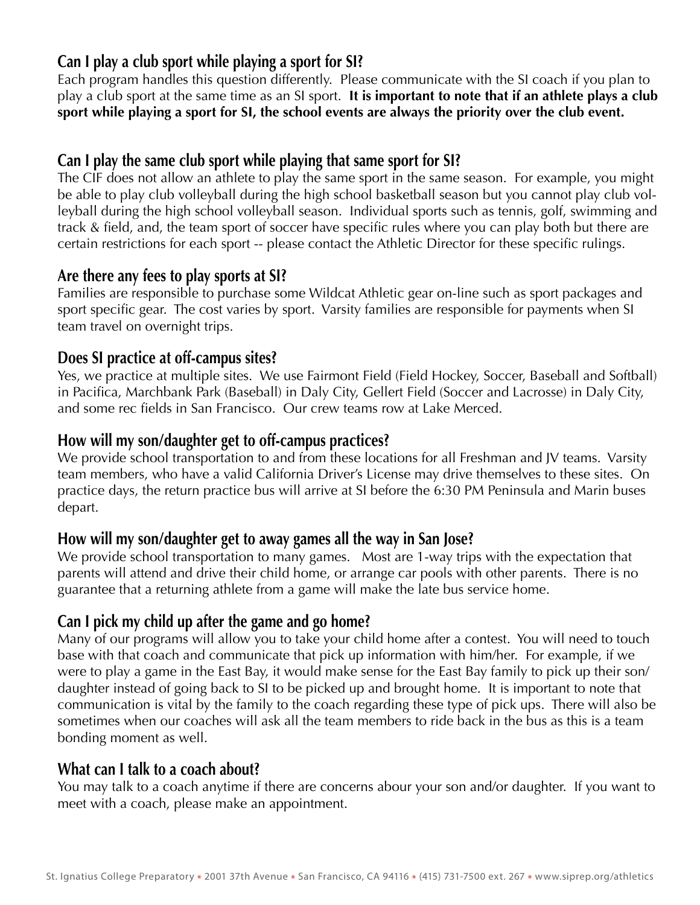## Can I play a club sport while playing a sport for SI?

Each program handles this question differently. Please communicate with the SI coach if you plan to play a club sport at the same time as an SI sport. **It is important to note that if an athlete plays a club sport while playing a sport for SI, the school events are always the priority over the club event.**

## Can I play the same club sport while playing that same sport for SI?

The CIF does not allow an athlete to play the same sport in the same season. For example, you might be able to play club volleyball during the high school basketball season but you cannot play club volleyball during the high school volleyball season. Individual sports such as tennis, golf, swimming and track & field, and, the team sport of soccer have specific rules where you can play both but there are certain restrictions for each sport -- please contact the Athletic Director for these specific rulings.

## Are there any fees to play sports at SI?

Families are responsible to purchase some Wildcat Athletic gear on-line such as sport packages and sport specific gear. The cost varies by sport. Varsity families are responsible for payments when SI team travel on overnight trips.

## Does SI practice at off-campus sites?

Yes, we practice at multiple sites. We use Fairmont Field (Field Hockey, Soccer, Baseball and Softball) in Pacifica, Marchbank Park (Baseball) in Daly City, Gellert Field (Soccer and Lacrosse) in Daly City, and some rec fields in San Francisco. Our crew teams row at Lake Merced.

## How will my son/daughter get to off-campus practices?

We provide school transportation to and from these locations for all Freshman and JV teams. Varsity team members, who have a valid California Driver's License may drive themselves to these sites. On practice days, the return practice bus will arrive at SI before the 6:30 PM Peninsula and Marin buses depart.

## How will my son/daughter get to away games all the way in San Jose?

We provide school transportation to many games. Most are 1-way trips with the expectation that parents will attend and drive their child home, or arrange car pools with other parents. There is no guarantee that a returning athlete from a game will make the late bus service home.

## Can I pick my child up after the game and go home?

Many of our programs will allow you to take your child home after a contest. You will need to touch base with that coach and communicate that pick up information with him/her. For example, if we were to play a game in the East Bay, it would make sense for the East Bay family to pick up their son/daughter instead of going back to SI to be picked up and brought home. It is important to note that communication is vital by the family to the coach regarding these type of pick ups. There will also be sometimes when our coaches will ask all the team members to ride back in the bus as this is a team bonding moment as well.

## What can I talk to a coach about?

You may talk to a coach anytime if there are concerns abour your son and/or daughter. If you want to meet with a coach, please make an appointment.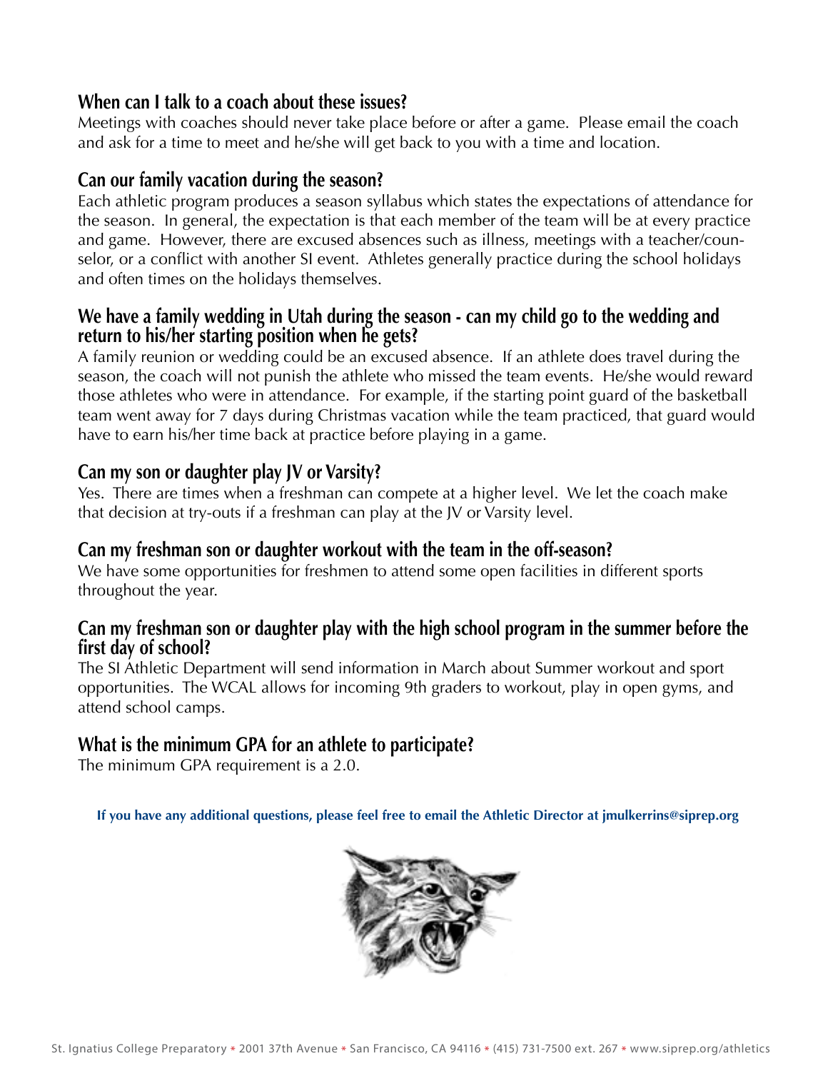## When can I talk to a coach about these issues?

Meetings with coaches should never take place before or after a game. Please email the coach and ask for a time to meet and he/she will get back to you with a time and location.

## Can our family vacation during the season?

Each athletic program produces a season syllabus which states the expectations of attendance for the season. In general, the expectation is that each member of the team will be at every practice and game. However, there are excused absences such as illness, meetings with a teacher/counselor, or a conflict with another SI event. Athletes generally practice during the school holidays and often times on the holidays themselves.

## We have a family wedding in Utah during the season - can my child go to the wedding and return to his/her starting position when he gets?

A family reunion or wedding could be an excused absence. If an athlete does travel during the season, the coach will not punish the athlete who missed the team events. He/she would reward those athletes who were in attendance. For example, if the starting point guard of the basketball team went away for 7 days during Christmas vacation while the team practiced, that guard would have to earn his/her time back at practice before playing in a game.

## Can my son or daughter play JV or Varsity?

Yes. There are times when a freshman can compete at a higher level. We let the coach make that decision at try-outs if a freshman can play at the JV or Varsity level.

## Can my freshman son or daughter workout with the team in the off-season?

We have some opportunities for freshmen to attend some open facilities in different sports throughout the year.

## Can my freshman son or daughter play with the high school program in the summer before the first day of school?

The SI Athletic Department will send information in March about Summer workout and sport opportunities. The WCAL allows for incoming 9th graders to workout, play in open gyms, and attend school camps.

## What is the minimum GPA for an athlete to participate?

The minimum GPA requirement is a 2.0.

**If you have any additional questions, please feel free to email the Athletic Director at jmulkerrins@siprep.org**

St. Ignatius College Preparatory * 2001 37th Avenue * San Francisco, CA 94116 * (415) 731-7500 ext. 267 * www.siprep.org/athletics